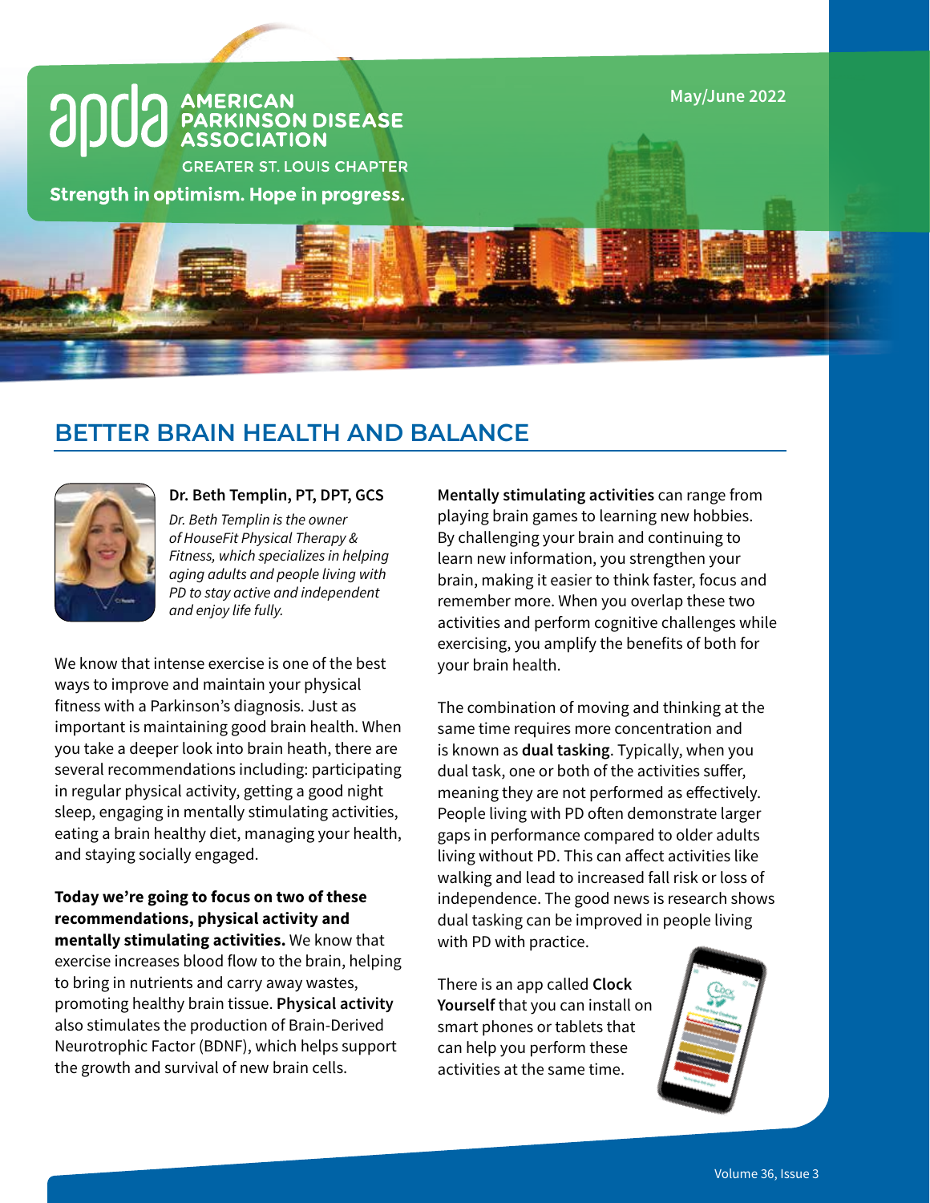apda AMERICAN PARKINSON DISEASE ASSOCIATION

GREATER ST. LOUIS CHAPTER

**Strength in optimism. Hope in progress.**

May/June 2022

# BETTER BRAIN HEALTH AND BALANCE

**Dr. Beth Templin, PT, DPT, GCS**

*Dr. Beth Templin is the owner of HouseFit Physical Therapy & Fitness, which specializes in helping aging adults and people living with PD to stay active and independent and enjoy life fully.*

We know that intense exercise is one of the best ways to improve and maintain your physical fitness with a Parkinson's diagnosis. Just as important is maintaining good brain health. When you take a deeper look into brain heath, there are several recommendations including: participating in regular physical activity, getting a good night sleep, engaging in mentally stimulating activities, eating a brain healthy diet, managing your health, and staying socially engaged.

**Today we're going to focus on two of these recommendations, physical activity and mentally stimulating activities.** We know that exercise increases blood flow to the brain, helping to bring in nutrients and carry away wastes, promoting healthy brain tissue. **Physical activity** also stimulates the production of Brain-Derived Neurotrophic Factor (BDNF), which helps support the growth and survival of new brain cells.

**Mentally stimulating activities** can range from playing brain games to learning new hobbies. By challenging your brain and continuing to learn new information, you strengthen your brain, making it easier to think faster, focus and remember more. When you overlap these two activities and perform cognitive challenges while exercising, you amplify the benefits of both for your brain health.

The combination of moving and thinking at the same time requires more concentration and is known as **dual tasking**. Typically, when you dual task, one or both of the activities suffer, meaning they are not performed as effectively. People living with PD often demonstrate larger gaps in performance compared to older adults living without PD. This can affect activities like walking and lead to increased fall risk or loss of independence. The good news is research shows dual tasking can be improved in people living with PD with practice.

There is an app called **Clock Yourself** that you can install on smart phones or tablets that can help you perform these activities at the same time.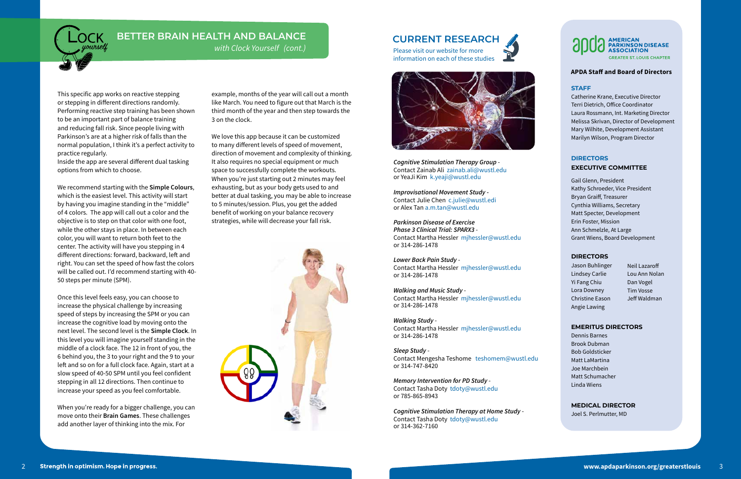## BETTER BRAIN HEALTH AND BALANCE

*with Clock Yourself (cont.)*

This specific app works on reactive stepping or stepping in different directions randomly. Performing reactive step training has been shown to be an important part of balance training and reducing fall risk. Since people living with Parkinson's are at a higher risk of falls than the normal population, I think it's a perfect activity to practice regularly.
Inside the app are several different dual tasking options from which to choose.

We recommend starting with the **Simple Colours**, which is the easiest level. This activity will start by having you imagine standing in the "middle" of 4 colors. The app will call out a color and the objective is to step on that color with one foot, while the other stays in place. In between each color, you will want to return both feet to the center. The activity will have you stepping in 4 different directions: forward, backward, left and right. You can set the speed of how fast the colors will be called out. I'd recommend starting with 40-50 steps per minute (SPM).

Once this level feels easy, you can choose to increase the physical challenge by increasing speed of steps by increasing the SPM or you can increase the cognitive load by moving onto the next level. The second level is the **Simple Clock**. In this level you will imagine yourself standing in the middle of a clock face. The 12 in front of you, the 6 behind you, the 3 to your right and the 9 to your left and so on for a full clock face. Again, start at a slow speed of 40-50 SPM until you feel confident stepping in all 12 directions. Then continue to increase your speed as you feel comfortable.

When you're ready for a bigger challenge, you can move onto their **Brain Games**. These challenges add another layer of thinking into the mix. For example, months of the year will call out a month like March. You need to figure out that March is the third month of the year and then step towards the 3 on the clock.

We love this app because it can be customized to many different levels of speed of movement, direction of movement and complexity of thinking. It also requires no special equipment or much space to successfully complete the workouts. When you're just starting out 2 minutes may feel exhausting, but as your body gets used to and better at dual tasking, you may be able to increase to 5 minutes/session. Plus, you get the added benefit of working on your balance recovery strategies, while will decrease your fall risk.

## CURRENT RESEARCH

Please visit our website for more information on each of these studies

*Cognitive Stimulation Therapy Group* -
Contact Zainab Ali zainab.ali@wustl.edu
or YeaJi Kim k.yeaji@wustl.edu

*Improvisational Movement Study* -
Contact Julie Chen c.julie@wustl.edi
or Alex Tan a.m.tan@wustl.edu

*Parkinson Disease of Exercise Phase 3 Clinical Trial: SPARX3* -
Contact Martha Hessler mjhessler@wustl.edu
or 314-286-1478

*Lower Back Pain Study* -
Contact Martha Hessler mjhessler@wustl.edu
or 314-286-1478

*Walking and Music Study* -
Contact Martha Hessler mjhessler@wustl.edu
or 314-286-1478

*Walking Study* -
Contact Martha Hessler mjhessler@wustl.edu
or 314-286-1478

*Sleep Study* -
Contact Mengesha Teshome teshomem@wustl.edu
or 314-747-8420

*Memory Intervention for PD Study* -
Contact Tasha Doty tdoty@wustl.edu
or 785-865-8943

*Cognitive Stimulation Therapy at Home Study* -
Contact Tasha Doty tdoty@wustl.edu
or 314-362-7160

## APDA American Parkinson Disease Association — Greater St. Louis Chapter

**APDA Staff and Board of Directors**

### STAFF

Catherine Krane, Executive Director
Terri Dietrich, Office Coordinator
Laura Rossmann, Int. Marketing Director
Melissa Skrivan, Director of Development
Mary Wilhite, Development Assistant
Marilyn Wilson, Program Director

### DIRECTORS EXECUTIVE COMMITTEE

Gail Glenn, President
Kathy Schroeder, Vice President
Bryan Graiff, Treasurer
Cynthia Williams, Secretary
Matt Specter, Development
Erin Foster, Mission
Ann Schmelzle, At Large
Grant Wiens, Board Development

### DIRECTORS

Jason Buhlinger
Lindsey Carlie
Yi Fang Chiu
Lora Downey
Christine Eason
Angie Lawing
Neil Lazaroff
Lou Ann Nolan
Dan Vogel
Tim Vosse
Jeff Waldman

### EMERITUS DIRECTORS

Dennis Barnes
Brook Dubman
Bob Goldsticker
Matt LaMartina
Joe Marchbein
Matt Schumacher
Linda Wiens

### MEDICAL DIRECTOR

Joel S. Perlmutter, MD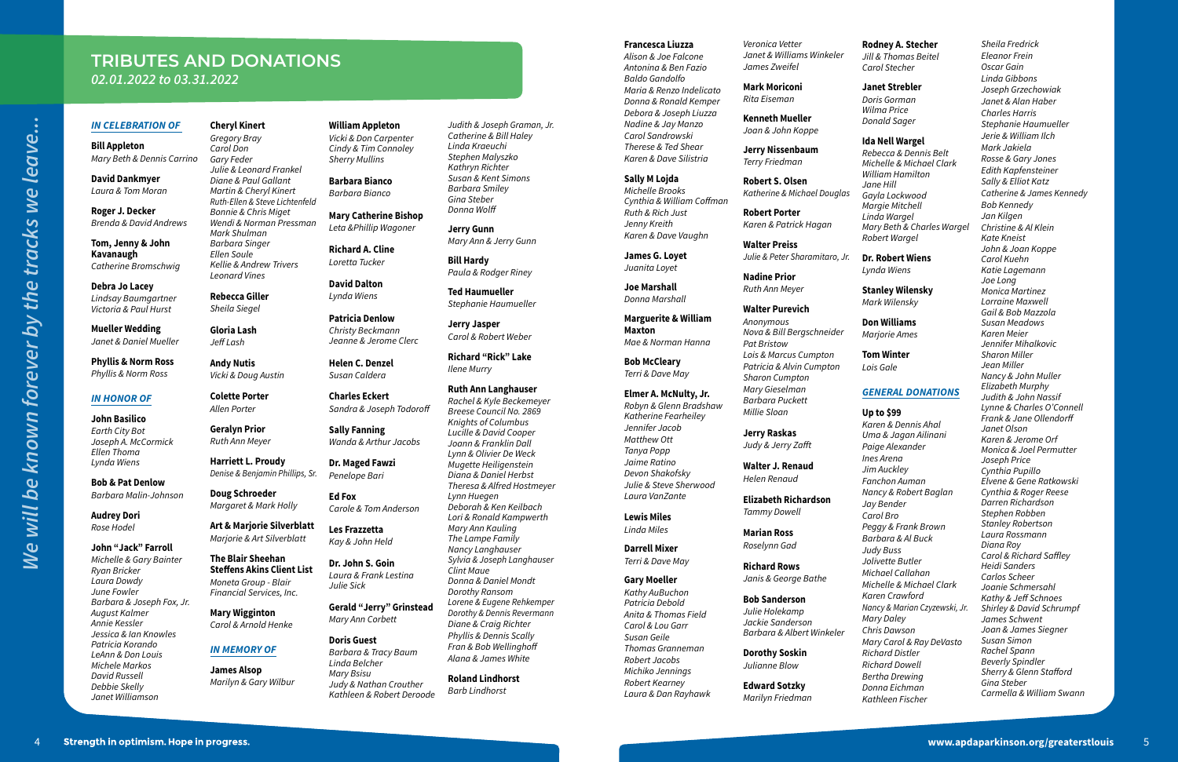# TRIBUTES AND DONATIONS

*02.01.2022 to 03.31.2022*

*We will be known forever by the tracks we leave...*

## IN CELEBRATION OF

**Bill Appleton**
*Mary Beth & Dennis Carrino*

**David Dankmyer**
*Laura & Tom Moran*

**Roger J. Decker**
*Brenda & David Andrews*

**Tom, Jenny & John Kavanaugh**
*Catherine Bromschwig*

**Debra Jo Lacey**
*Lindsay Baumgartner*
*Victoria & Paul Hurst*

**Mueller Wedding**
*Janet & Daniel Mueller*

**Phyllis & Norm Ross**
*Phyllis & Norm Ross*

## IN HONOR OF

**John Basilico**
*Earth City Bot*
*Joseph A. McCormick*
*Ellen Thoma*
*Lynda Wiens*

**Bob & Pat Denlow**
*Barbara Malin-Johnson*

**Audrey Dori**
*Rose Hodel*

**John "Jack" Farroll**
*Michelle & Gary Bainter*
*Ryan Bricker*
*Laura Dowdy*
*June Fowler*
*Barbara & Joseph Fox, Jr.*
*August Kalmer*
*Annie Kessler*
*Jessica & Ian Knowles*
*Patricia Korando*
*LeAnn & Don Louis*
*Michele Markos*
*David Russell*
*Debbie Skelly*
*Janet Williamson*

**Cheryl Kinert**
*Gregory Bray*
*Carol Don*
*Gary Feder*
*Julie & Leonard Frankel*
*Diane & Paul Gallant*
*Martin & Cheryl Kinert*
*Ruth-Ellen & Steve Lichtenfeld*
*Bonnie & Chris Miget*
*Wendi & Norman Pressman*
*Mark Shulman*
*Barbara Singer*
*Ellen Soule*
*Kellie & Andrew Trivers*
*Leonard Vines*

**Rebecca Giller**
*Sheila Siegel*

**Gloria Lash**
*Jeff Lash*

**Andy Nutis**
*Vicki & Doug Austin*

**Colette Porter**
*Allen Porter*

**Geralyn Prior**
*Ruth Ann Meyer*

**Harriett L. Proudy**
*Denise & Benjamin Phillips, Sr.*

**Doug Schroeder**
*Margaret & Mark Holly*

**Art & Marjorie Silverblatt**
*Marjorie & Art Silverblatt*

**The Blair Sheehan Steffens Akins Client List**
*Moneta Group - Blair Financial Services, Inc.*

**Mary Wigginton**
*Carol & Arnold Henke*

## IN MEMORY OF

**James Alsop**
*Marilyn & Gary Wilbur*

**William Appleton**
*Vicki & Don Carpenter*
*Cindy & Tim Connoley*
*Sherry Mullins*

**Barbara Bianco**
*Barbara Bianco*

**Mary Catherine Bishop**
*Leta &Phillip Wagoner*

**Richard A. Cline**
*Loretta Tucker*

**David Dalton**
*Lynda Wiens*

**Patricia Denlow**
*Christy Beckmann*
*Jeanne & Jerome Clerc*

**Helen C. Denzel**
*Susan Caldera*

**Charles Eckert**
*Sandra & Joseph Todoroff*

**Sally Fanning**
*Wanda & Arthur Jacobs*

**Dr. Maged Fawzi**
*Penelope Bari*

**Ed Fox**
*Carole & Tom Anderson*

**Les Frazzetta**
*Kay & John Held*

**Dr. John S. Goin**
*Laura & Frank Lestina*
*Julie Sick*

**Gerald "Jerry" Grinstead**
*Mary Ann Corbett*

**Doris Guest**
*Barbara & Tracy Baum*
*Linda Belcher*
*Mary Bsisu*
*Judy & Nathan Crouther*
*Kathleen & Robert Deroode*
*Judith & Joseph Graman, Jr.*
*Catherine & Bill Haley*
*Linda Kraeuchi*
*Stephen Malyszko*
*Kathryn Richter*
*Susan & Kent Simons*
*Barbara Smiley*
*Gina Steber*
*Donna Wolff*

**Jerry Gunn**
*Mary Ann & Jerry Gunn*

**Bill Hardy**
*Paula & Rodger Riney*

**Ted Haumueller**
*Stephanie Haumueller*

**Jerry Jasper**
*Carol & Robert Weber*

**Richard "Rick" Lake**
*Ilene Murry*

**Ruth Ann Langhauser**
*Rachel & Kyle Beckemeyer*
*Breese Council No. 2869*
*Knights of Columbus*
*Lucille & David Cooper*
*Joann & Franklin Dall*
*Lynn & Olivier De Week*
*Mugette Heiligenstein*
*Diana & Daniel Herbst*
*Theresa & Alfred Hostmeyer*
*Lynn Huegen*
*Deborah & Ken Keilbach*
*Lori & Ronald Kampwerth*
*Mary Ann Kauling*
*The Lampe Family*
*Nancy Langhauser*
*Sylvia & Joseph Langhauser*
*Clint Maue*
*Donna & Daniel Mondt*
*Dorothy Ransom*
*Lorene & Eugene Rehkemper*
*Dorothy & Dennis Revermann*
*Diane & Craig Richter*
*Phyllis & Dennis Scally*
*Fran & Bob Wellinghoff*
*Alana & James White*

**Roland Lindhorst**
*Barb Lindhorst*

**Francesca Liuzza**
*Alison & Joe Falcone*
*Antonina & Ben Fazio*
*Baldo Gandolfo*
*Maria & Renzo Indelicato*
*Donna & Ronald Kemper*
*Debora & Joseph Liuzza*
*Nadine & Jay Manzo*
*Carol Sandrowski*
*Therese & Ted Shear*
*Karen & Dave Silistria*

**Sally M Lojda**
*Michelle Brooks*
*Cynthia & William Coffman*
*Ruth & Rich Just*
*Jenny Kreith*
*Karen & Dave Vaughn*

**James G. Loyet**
*Juanita Loyet*

**Joe Marshall**
*Donna Marshall*

**Marguerite & William Maxton**
*Mae & Norman Hanna*

**Bob McCleary**
*Terri & Dave May*

**Elmer A. McNulty, Jr.**
*Robyn & Glenn Bradshaw*
*Katherine Fearheiley*
*Jennifer Jacob*
*Matthew Ott*
*Tanya Popp*
*Jaime Ratino*
*Devon Shakofsky*
*Julie & Steve Sherwood*
*Laura VanZante*

**Lewis Miles**
*Linda Miles*

**Darrell Mixer**
*Terri & Dave May*

**Gary Moeller**
*Kathy AuBuchon*
*Patricia Debold*
*Anita & Thomas Field*
*Carol & Lou Garr*
*Susan Geile*
*Thomas Granneman*
*Robert Jacobs*
*Michiko Jennings*
*Robert Kearney*
*Laura & Dan Rayhawk*
*Veronica Vetter*
*Janet & Williams Winkeler*
*James Zweifel*

**Mark Moriconi**
*Rita Eiseman*

**Kenneth Mueller**
*Joan & John Koppe*

**Jerry Nissenbaum**
*Terry Friedman*

**Robert S. Olsen**
*Katherine & Michael Douglas*

**Robert Porter**
*Karen & Patrick Hagan*

**Walter Preiss**
*Julie & Peter Sharamitaro, Jr.*

**Nadine Prior**
*Ruth Ann Meyer*

**Walter Purevich**
*Anonymous*
*Nova & Bill Bergschneider*
*Pat Bristow*
*Lois & Marcus Cumpton*
*Patricia & Alvin Cumpton*
*Sharon Cumpton*
*Mary Gieselman*
*Barbara Puckett*
*Millie Sloan*

**Jerry Raskas**
*Judy & Jerry Zafft*

**Walter J. Renaud**
*Helen Renaud*

**Elizabeth Richardson**
*Tammy Dowell*

**Marian Ross**
*Roselynn Gad*

**Richard Rows**
*Janis & George Bathe*

**Bob Sanderson**
*Julie Holekamp*
*Jackie Sanderson*
*Barbara & Albert Winkeler*

**Dorothy Soskin**
*Julianne Blow*

**Edward Sotzky**
*Marilyn Friedman*

**Rodney A. Stecher**
*Jill & Thomas Beitel*
*Carol Stecher*

**Janet Strebler**
*Doris Gorman*
*Wilma Price*
*Donald Sager*

**Ida Nell Wargel**
*Rebecca & Dennis Belt*
*Michelle & Michael Clark*
*William Hamilton*
*Jane Hill*
*Gayla Lockwood*
*Margie Mitchell*
*Linda Wargel*
*Mary Beth & Charles Wargel*
*Robert Wargel*

**Dr. Robert Wiens**
*Lynda Wiens*

**Stanley Wilensky**
*Mark Wilensky*

**Don Williams**
*Marjorie Ames*

**Tom Winter**
*Lois Gale*

## GENERAL DONATIONS

**Up to $99**
*Karen & Dennis Ahal*
*Uma & Jagan Ailinani*
*Paige Alexander*
*Ines Arena*
*Jim Auckley*
*Fanchon Auman*
*Nancy & Robert Baglan*
*Jay Bender*
*Carol Bro*
*Peggy & Frank Brown*
*Barbara & Al Buck*
*Judy Buss*
*Jolivette Butler*
*Michael Callahan*
*Michelle & Michael Clark*
*Karen Crawford*
*Nancy & Marian Czyzewski, Jr.*
*Mary Daley*
*Chris Dawson*
*Mary Carol & Ray DeVasto*
*Richard Distler*
*Richard Dowell*
*Bertha Drewing*
*Donna Eichman*
*Kathleen Fischer*
*Sheila Fredrick*
*Eleanor Frein*
*Oscar Gain*
*Linda Gibbons*
*Joseph Grzechowiak*
*Janet & Alan Haber*
*Charles Harris*
*Stephanie Haumueller*
*Jerie & William Ilch*
*Mark Jakiela*
*Rosse & Gary Jones*
*Edith Kapfensteiner*
*Sally & Elliot Katz*
*Catherine & James Kennedy*
*Bob Kennedy*
*Jan Kilgen*
*Christine & Al Klein*
*Kate Kneist*
*John & Joan Koppe*
*Carol Kuehn*
*Katie Lagemann*
*Joe Long*
*Monica Martinez*
*Lorraine Maxwell*
*Gail & Bob Mazzola*
*Susan Meadows*
*Karen Meier*
*Jennifer Mihalkovic*
*Sharon Miller*
*Jean Miller*
*Nancy & John Muller*
*Elizabeth Murphy*
*Judith & John Nassif*
*Lynne & Charles O'Connell*
*Frank & Jane Ollendorff*
*Janet Olson*
*Karen & Jerome Orf*
*Monica & Joel Permutter*
*Joseph Price*
*Cynthia Pupillo*
*Elvene & Gene Ratkowski*
*Cynthia & Roger Reese*
*Darren Richardson*
*Stephen Robben*
*Stanley Robertson*
*Laura Rossmann*
*Diana Roy*
*Carol & Richard Saffley*
*Heidi Sanders*
*Carlos Scheer*
*Joanie Schmersahl*
*Kathy & Jeff Schnoes*
*Shirley & David Schrumpf*
*James Schwent*
*Joan & James Siegner*
*Susan Simon*
*Rachel Spann*
*Beverly Spindler*
*Sherry & Glenn Stafford*
*Gina Steber*
*Carmella & William Swann*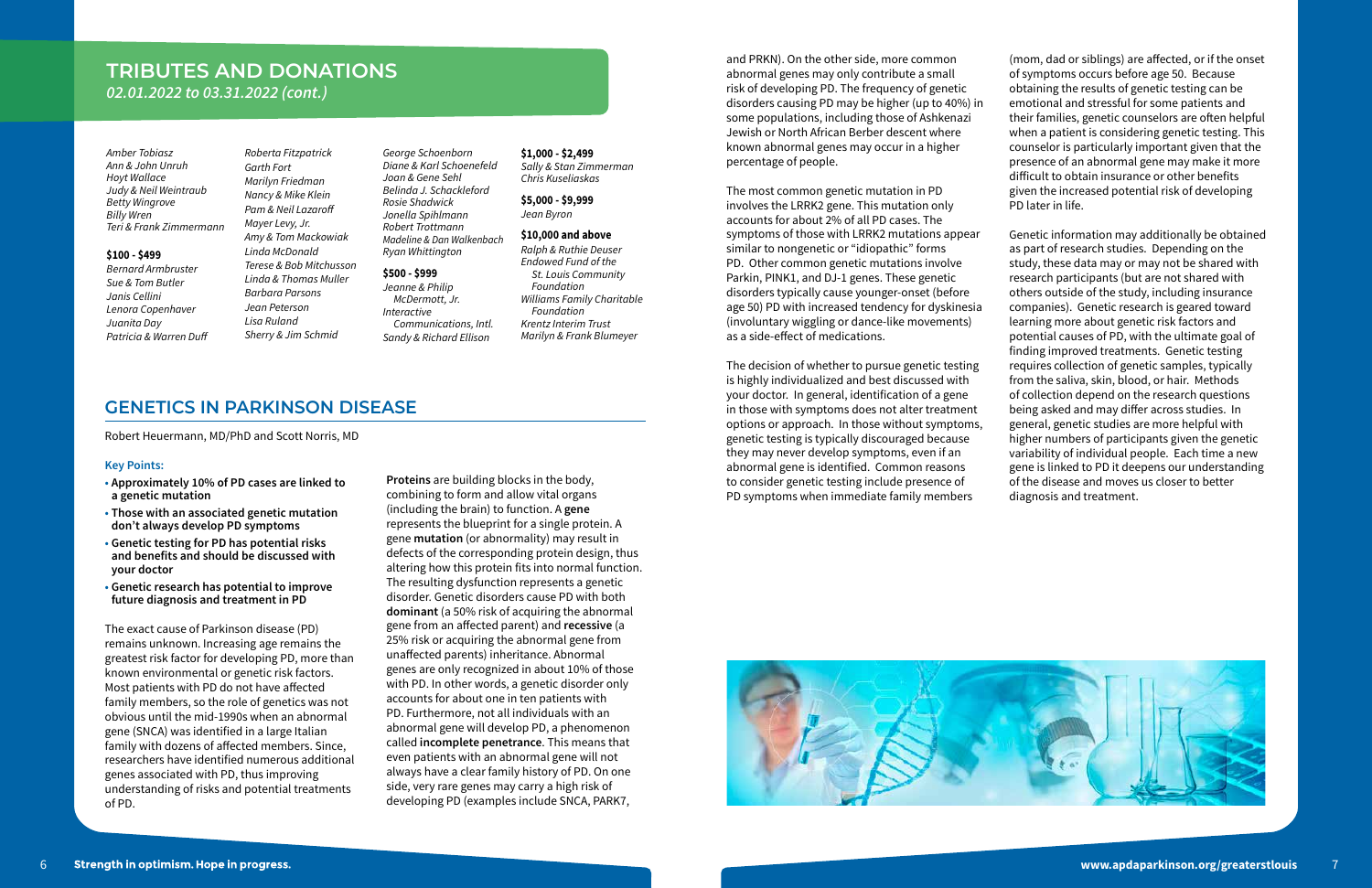## TRIBUTES AND DONATIONS

*02.01.2022 to 03.31.2022 (cont.)*

*Amber Tobiasz*
*Ann & John Unruh*
*Hoyt Wallace*
*Judy & Neil Weintraub*
*Betty Wingrove*
*Billy Wren*
*Teri & Frank Zimmermann*

**$100 - $499**

*Bernard Armbruster*
*Sue & Tom Butler*
*Janis Cellini*
*Lenora Copenhaver*
*Juanita Day*
*Patricia & Warren Duff*
*Roberta Fitzpatrick*
*Garth Fort*
*Marilyn Friedman*
*Nancy & Mike Klein*
*Pam & Neil Lazaroff*
*Mayer Levy, Jr.*
*Amy & Tom Mackowiak*
*Linda McDonald*
*Terese & Bob Mitchusson*
*Linda & Thomas Muller*
*Barbara Parsons*
*Jean Peterson*
*Lisa Ruland*
*Sherry & Jim Schmid*
*George Schoenborn*
*Diane & Karl Schoenefeld*
*Joan & Gene Sehl*
*Belinda J. Schackleford*
*Rosie Shadwick*
*Jonella Spihlmann*
*Robert Trottmann*
*Madeline & Dan Walkenbach*
*Ryan Whittington*

**$500 - $999**

*Jeanne & Philip McDermott, Jr.*
*Interactive Communications, Intl.*
*Sandy & Richard Ellison*

**$1,000 - $2,499**

*Sally & Stan Zimmerman*
*Chris Kuseliaskas*

**$5,000 - $9,999**

*Jean Byron*

**$10,000 and above**

*Ralph & Ruthie Deuser*
*Endowed Fund of the St. Louis Community Foundation*
*Williams Family Charitable Foundation*
*Krentz Interim Trust*
*Marilyn & Frank Blumeyer*

## GENETICS IN PARKINSON DISEASE

Robert Heuermann, MD/PhD and Scott Norris, MD

**Key Points:**

- **Approximately 10% of PD cases are linked to a genetic mutation**
- **Those with an associated genetic mutation don't always develop PD symptoms**
- **Genetic testing for PD has potential risks and benefits and should be discussed with your doctor**
- **Genetic research has potential to improve future diagnosis and treatment in PD**

The exact cause of Parkinson disease (PD) remains unknown. Increasing age remains the greatest risk factor for developing PD, more than known environmental or genetic risk factors. Most patients with PD do not have affected family members, so the role of genetics was not obvious until the mid-1990s when an abnormal gene (SNCA) was identified in a large Italian family with dozens of affected members. Since, researchers have identified numerous additional genes associated with PD, thus improving understanding of risks and potential treatments of PD.

**Proteins** are building blocks in the body, combining to form and allow vital organs (including the brain) to function. A **gene** represents the blueprint for a single protein. A gene **mutation** (or abnormality) may result in defects of the corresponding protein design, thus altering how this protein fits into normal function. The resulting dysfunction represents a genetic disorder. Genetic disorders cause PD with both **dominant** (a 50% risk of acquiring the abnormal gene from an affected parent) and **recessive** (a 25% risk or acquiring the abnormal gene from unaffected parents) inheritance. Abnormal genes are only recognized in about 10% of those with PD. In other words, a genetic disorder only accounts for about one in ten patients with PD. Furthermore, not all individuals with an abnormal gene will develop PD, a phenomenon called **incomplete penetrance**. This means that even patients with an abnormal gene will not always have a clear family history of PD. On one side, very rare genes may carry a high risk of developing PD (examples include SNCA, PARK7, and PRKN). On the other side, more common abnormal genes may only contribute a small risk of developing PD. The frequency of genetic disorders causing PD may be higher (up to 40%) in some populations, including those of Ashkenazi Jewish or North African Berber descent where known abnormal genes may occur in a higher percentage of people.

The most common genetic mutation in PD involves the LRRK2 gene. This mutation only accounts for about 2% of all PD cases. The symptoms of those with LRRK2 mutations appear similar to nongenetic or "idiopathic" forms PD. Other common genetic mutations involve Parkin, PINK1, and DJ-1 genes. These genetic disorders typically cause younger-onset (before age 50) PD with increased tendency for dyskinesia (involuntary wiggling or dance-like movements) as a side-effect of medications.

The decision of whether to pursue genetic testing is highly individualized and best discussed with your doctor. In general, identification of a gene in those with symptoms does not alter treatment options or approach. In those without symptoms, genetic testing is typically discouraged because they may never develop symptoms, even if an abnormal gene is identified. Common reasons to consider genetic testing include presence of PD symptoms when immediate family members (mom, dad or siblings) are affected, or if the onset of symptoms occurs before age 50. Because obtaining the results of genetic testing can be emotional and stressful for some patients and their families, genetic counselors are often helpful when a patient is considering genetic testing. This counselor is particularly important given that the presence of an abnormal gene may make it more difficult to obtain insurance or other benefits given the increased potential risk of developing PD later in life.

Genetic information may additionally be obtained as part of research studies. Depending on the study, these data may or may not be shared with research participants (but are not shared with others outside of the study, including insurance companies). Genetic research is geared toward learning more about genetic risk factors and potential causes of PD, with the ultimate goal of finding improved treatments. Genetic testing requires collection of genetic samples, typically from the saliva, skin, blood, or hair. Methods of collection depend on the research questions being asked and may differ across studies. In general, genetic studies are more helpful with higher numbers of participants given the genetic variability of individual people. Each time a new gene is linked to PD it deepens our understanding of the disease and moves us closer to better diagnosis and treatment.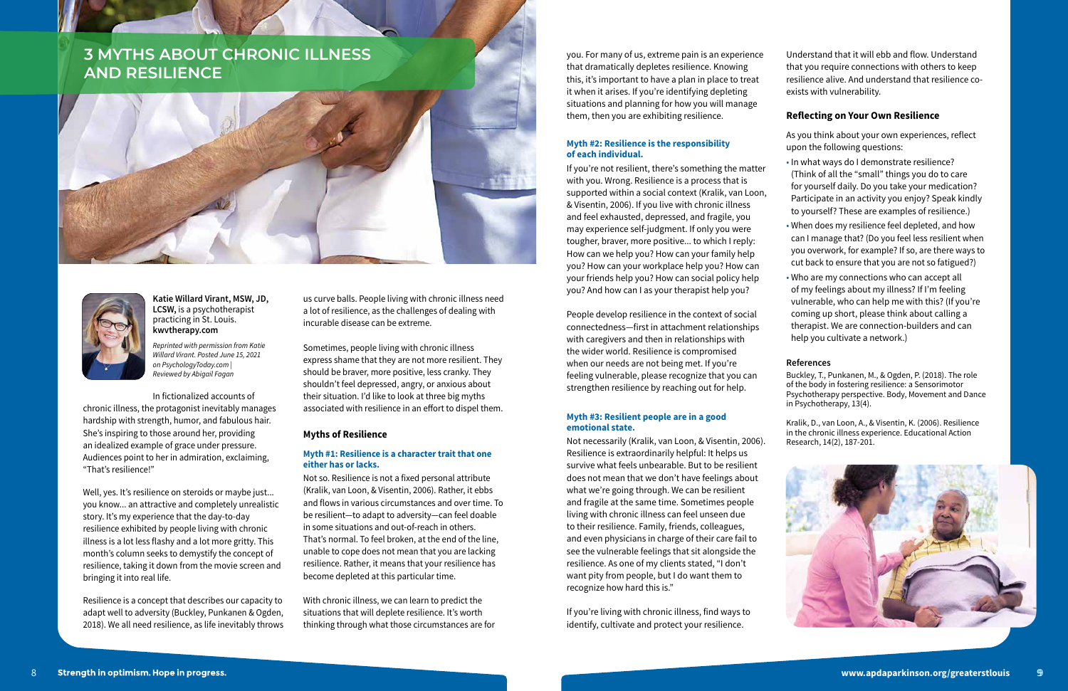# 3 MYTHS ABOUT CHRONIC ILLNESS AND RESILIENCE

**Katie Willard Virant, MSW, JD, LCSW,** is a psychotherapist practicing in St. Louis. **kwvtherapy.com**

*Reprinted with permission from Katie Willard Virant. Posted June 15, 2021 on PsychologyToday.com | Reviewed by Abigail Fagan*

In fictionalized accounts of chronic illness, the protagonist inevitably manages hardship with strength, humor, and fabulous hair. She's inspiring to those around her, providing an idealized example of grace under pressure. Audiences point to her in admiration, exclaiming, "That's resilience!"

Well, yes. It's resilience on steroids or maybe just... you know... an attractive and completely unrealistic story. It's my experience that the day-to-day resilience exhibited by people living with chronic illness is a lot less flashy and a lot more gritty. This month's column seeks to demystify the concept of resilience, taking it down from the movie screen and bringing it into real life.

Resilience is a concept that describes our capacity to adapt well to adversity (Buckley, Punkanen & Ogden, 2018). We all need resilience, as life inevitably throws us curve balls. People living with chronic illness need a lot of resilience, as the challenges of dealing with incurable disease can be extreme.

Sometimes, people living with chronic illness express shame that they are not more resilient. They should be braver, more positive, less cranky. They shouldn't feel depressed, angry, or anxious about their situation. I'd like to look at three big myths associated with resilience in an effort to dispel them.

## Myths of Resilience

### Myth #1: Resilience is a character trait that one either has or lacks.

Not so. Resilience is not a fixed personal attribute (Kralik, van Loon, & Visentin, 2006). Rather, it ebbs and flows in various circumstances and over time. To be resilient—to adapt to adversity—can feel doable in some situations and out-of-reach in others. That's normal. To feel broken, at the end of the line, unable to cope does not mean that you are lacking resilience. Rather, it means that your resilience has become depleted at this particular time.

With chronic illness, we can learn to predict the situations that will deplete resilience. It's worth thinking through what those circumstances are for you. For many of us, extreme pain is an experience that dramatically depletes resilience. Knowing this, it's important to have a plan in place to treat it when it arises. If you're identifying depleting situations and planning for how you will manage them, then you are exhibiting resilience.

### Myth #2: Resilience is the responsibility of each individual.

If you're not resilient, there's something the matter with you. Wrong. Resilience is a process that is supported within a social context (Kralik, van Loon, & Visentin, 2006). If you live with chronic illness and feel exhausted, depressed, and fragile, you may experience self-judgment. If only you were tougher, braver, more positive... to which I reply: How can we help you? How can your family help you? How can your workplace help you? How can your friends help you? How can social policy help you? And how can I as your therapist help you?

People develop resilience in the context of social connectedness—first in attachment relationships with caregivers and then in relationships with the wider world. Resilience is compromised when our needs are not being met. If you're feeling vulnerable, please recognize that you can strengthen resilience by reaching out for help.

### Myth #3: Resilient people are in a good emotional state.

Not necessarily (Kralik, van Loon, & Visentin, 2006). Resilience is extraordinarily helpful: It helps us survive what feels unbearable. But to be resilient does not mean that we don't have feelings about what we're going through. We can be resilient and fragile at the same time. Sometimes people living with chronic illness can feel unseen due to their resilience. Family, friends, colleagues, and even physicians in charge of their care fail to see the vulnerable feelings that sit alongside the resilience. As one of my clients stated, "I don't want pity from people, but I do want them to recognize how hard this is."

If you're living with chronic illness, find ways to identify, cultivate and protect your resilience. Understand that it will ebb and flow. Understand that you require connections with others to keep resilience alive. And understand that resilience co-exists with vulnerability.

## Reflecting on Your Own Resilience

As you think about your own experiences, reflect upon the following questions:

- In what ways do I demonstrate resilience? (Think of all the "small" things you do to care for yourself daily. Do you take your medication? Participate in an activity you enjoy? Speak kindly to yourself? These are examples of resilience.)
- When does my resilience feel depleted, and how can I manage that? (Do you feel less resilient when you overwork, for example? If so, are there ways to cut back to ensure that you are not so fatigued?)
- Who are my connections who can accept all of my feelings about my illness? If I'm feeling vulnerable, who can help me with this? (If you're coming up short, please think about calling a therapist. We are connection-builders and can help you cultivate a network.)

**References**

Buckley, T., Punkanen, M., & Ogden, P. (2018). The role of the body in fostering resilience: a Sensorimotor Psychotherapy perspective. Body, Movement and Dance in Psychotherapy, 13(4).

Kralik, D., van Loon, A., & Visentin, K. (2006). Resilience in the chronic illness experience. Educational Action Research, 14(2), 187-201.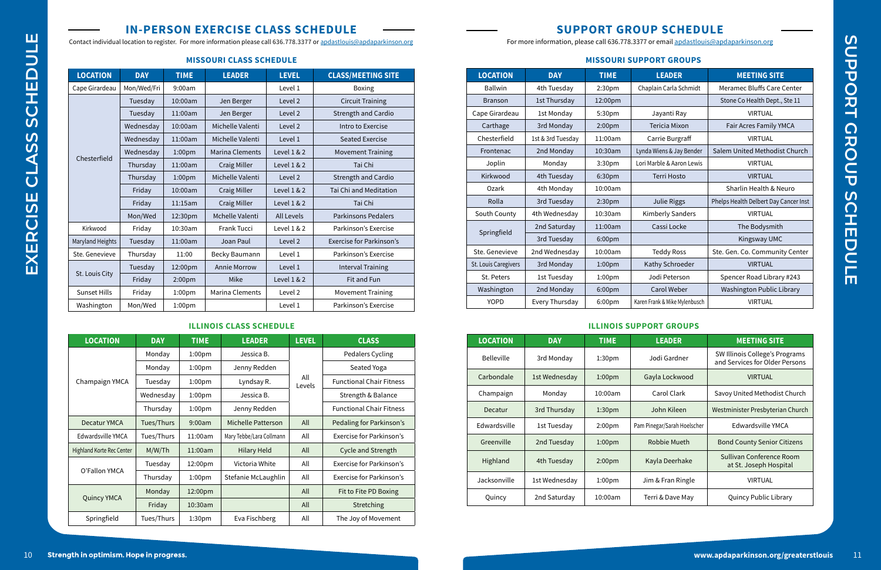# EXERCISE CLASS SCHEDULE

## IN-PERSON EXERCISE CLASS SCHEDULE

Contact individual location to register. For more information please call 636.778.3377 or apdastlouis@apdaparkinson.org

### MISSOURI CLASS SCHEDULE

| LOCATION | DAY | TIME | LEADER | LEVEL | CLASS/MEETING SITE |
|---|---|---|---|---|---|
| Cape Girardeau | Mon/Wed/Fri | 9:00am | | Level 1 | Boxing |
| Chesterfield | Tuesday | 10:00am | Jen Berger | Level 2 | Circuit Training |
| | Tuesday | 11:00am | Jen Berger | Level 2 | Strength and Cardio |
| | Wednesday | 10:00am | Michelle Valenti | Level 2 | Intro to Exercise |
| | Wednesday | 11:00am | Michelle Valenti | Level 1 | Seated Exercise |
| | Wednesday | 1:00pm | Marina Clements | Level 1 & 2 | Movement Training |
| | Thursday | 11:00am | Craig Miller | Level 1 & 2 | Tai Chi |
| | Thursday | 1:00pm | Michelle Valenti | Level 2 | Strength and Cardio |
| | Friday | 10:00am | Craig Miller | Level 1 & 2 | Tai Chi and Meditation |
| | Friday | 11:15am | Craig Miller | Level 1 & 2 | Tai Chi |
| | Mon/Wed | 12:30pm | Mchelle Valenti | All Levels | Parkinsons Pedalers |
| Kirkwood | Friday | 10:30am | Frank Tucci | Level 1 & 2 | Parkinson's Exercise |
| Maryland Heights | Tuesday | 11:00am | Joan Paul | Level 2 | Exercise for Parkinson's |
| Ste. Genevieve | Thursday | 11:00 | Becky Baumann | Level 1 | Parkinson's Exercise |
| St. Louis City | Tuesday | 12:00pm | Annie Morrow | Level 1 | Interval Training |
| | Friday | 2:00pm | Mike | Level 1 & 2 | Fit and Fun |
| Sunset Hills | Friday | 1:00pm | Marina Clements | Level 2 | Movement Training |
| Washington | Mon/Wed | 1:00pm | | Level 1 | Parkinson's Exercise |

### ILLINOIS CLASS SCHEDULE

| LOCATION | DAY | TIME | LEADER | LEVEL | CLASS |
|---|---|---|---|---|---|
| Champaign YMCA | Monday | 1:00pm | Jessica B. | All Levels | Pedalers Cycling |
| | Monday | 1:00pm | Jenny Redden | | Seated Yoga |
| | Tuesday | 1:00pm | Lyndsay R. | | Functional Chair Fitness |
| | Wednesday | 1:00pm | Jessica B. | | Strength & Balance |
| | Thursday | 1:00pm | Jenny Redden | | Functional Chair Fitness |
| Decatur YMCA | Tues/Thurs | 9:00am | Michelle Patterson | All | Pedaling for Parkinson's |
| Edwardsville YMCA | Tues/Thurs | 11:00am | Mary Tebbe/Lara Collmann | All | Exercise for Parkinson's |
| Highland Korte Rec Center | M/W/Th | 11:00am | Hilary Held | All | Cycle and Strength |
| O'Fallon YMCA | Tuesday | 12:00pm | Victoria White | All | Exercise for Parkinson's |
| | Thursday | 1:00pm | Stefanie McLaughlin | All | Exercise for Parkinson's |
| Quincy YMCA | Monday | 12:00pm | | All | Fit to Fite PD Boxing |
| | Friday | 10:30am | | All | Stretching |
| Springfield | Tues/Thurs | 1:30pm | Eva Fischberg | All | The Joy of Movement |

# SUPPORT GROUP SCHEDULE

## SUPPORT GROUP SCHEDULE

For more information, please call 636.778.3377 or email apdastlouis@apdaparkinson.org

### MISSOURI SUPPORT GROUPS

| LOCATION | DAY | TIME | LEADER | MEETING SITE |
|---|---|---|---|---|
| Ballwin | 4th Tuesday | 2:30pm | Chaplain Carla Schmidt | Meramec Bluffs Care Center |
| Branson | 1st Thursday | 12:00pm | | Stone Co Health Dept., Ste 11 |
| Cape Girardeau | 1st Monday | 5:30pm | Jayanti Ray | VIRTUAL |
| Carthage | 3rd Monday | 2:00pm | Tericia Mixon | Fair Acres Family YMCA |
| Chesterfield | 1st & 3rd Tuesday | 11:00am | Carrie Burgraff | VIRTUAL |
| Frontenac | 2nd Monday | 10:30am | Lynda Wiens & Jay Bender | Salem United Methodist Church |
| Joplin | Monday | 3:30pm | Lori Marble & Aaron Lewis | VIRTUAL |
| Kirkwood | 4th Tuesday | 6:30pm | Terri Hosto | VIRTUAL |
| Ozark | 4th Monday | 10:00am | | Sharlin Health & Neuro |
| Rolla | 3rd Tuesday | 2:30pm | Julie Riggs | Phelps Health Delbert Day Cancer Inst |
| South County | 4th Wednesday | 10:30am | Kimberly Sanders | VIRTUAL |
| Springfield | 2nd Saturday | 11:00am | Cassi Locke | The Bodysmith |
| | 3rd Tuesday | 6:00pm | | Kingsway UMC |
| Ste. Genevieve | 2nd Wednesday | 10:00am | Teddy Ross | Ste. Gen. Co. Community Center |
| St. Louis Caregivers | 3rd Monday | 1:00pm | Kathy Schroeder | VIRTUAL |
| St. Peters | 1st Tuesday | 1:00pm | Jodi Peterson | Spencer Road Library #243 |
| Washington | 2nd Monday | 6:00pm | Carol Weber | Washington Public Library |
| YOPD | Every Thursday | 6:00pm | Karen Frank & Mike Mylenbusch | VIRTUAL |

### ILLINOIS SUPPORT GROUPS

| LOCATION | DAY | TIME | LEADER | MEETING SITE |
|---|---|---|---|---|
| Belleville | 3rd Monday | 1:30pm | Jodi Gardner | SW Illinois College's Programs and Services for Older Persons |
| Carbondale | 1st Wednesday | 1:00pm | Gayla Lockwood | VIRTUAL |
| Champaign | Monday | 10:00am | Carol Clark | Savoy United Methodist Church |
| Decatur | 3rd Thursday | 1:30pm | John Kileen | Westminister Presbyterian Church |
| Edwardsville | 1st Tuesday | 2:00pm | Pam Pinegar/Sarah Hoelscher | Edwardsville YMCA |
| Greenville | 2nd Tuesday | 1:00pm | Robbie Mueth | Bond County Senior Citizens |
| Highland | 4th Tuesday | 2:00pm | Kayla Deerhake | Sullivan Conference Room at St. Joseph Hospital |
| Jacksonville | 1st Wednesday | 1:00pm | Jim & Fran Ringle | VIRTUAL |
| Quincy | 2nd Saturday | 10:00am | Terri & Dave May | Quincy Public Library |

**Strength in optimism. Hope in progress.**

**www.apdaparkinson.org/greaterstlouis**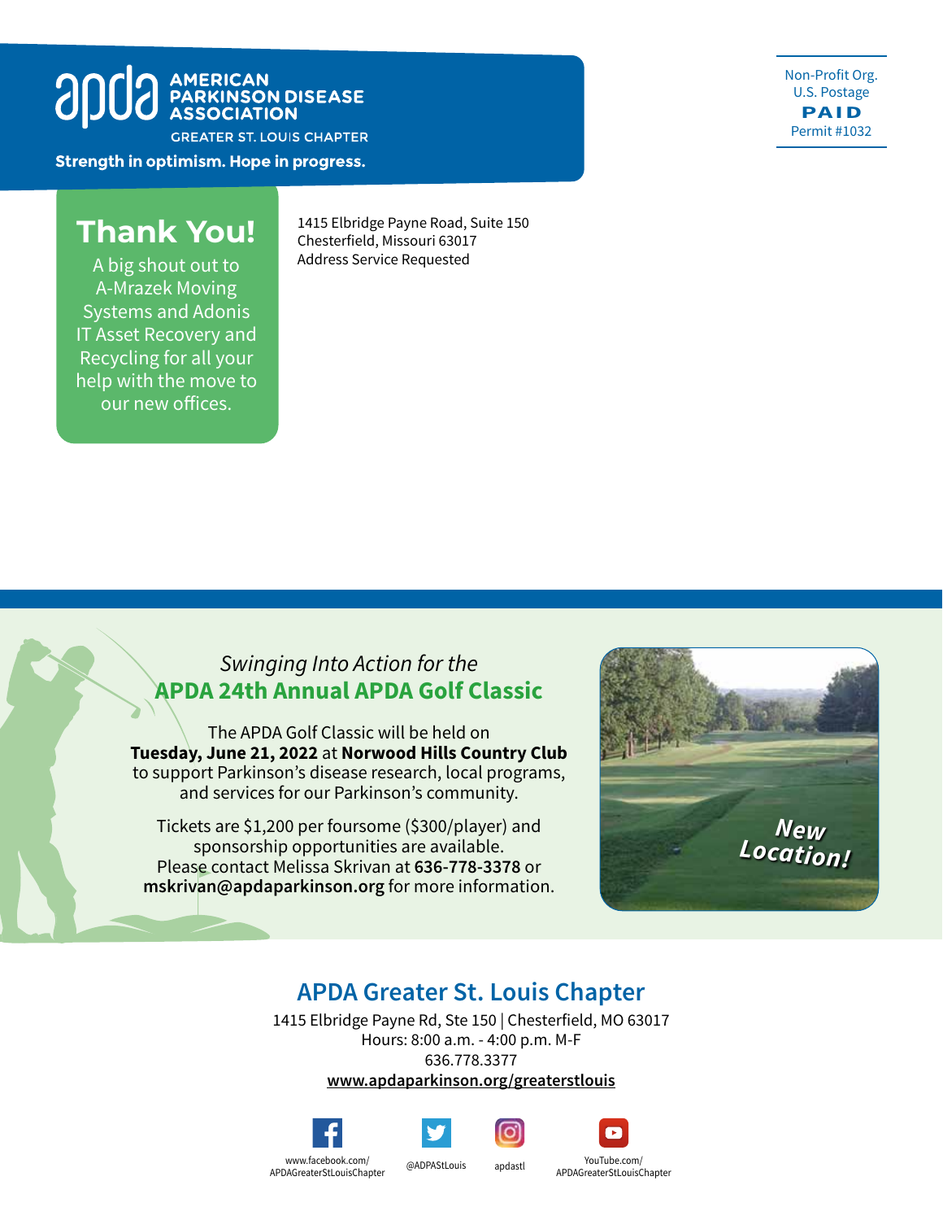**AMERICAN PARKINSON DISEASE ASSOCIATION**
GREATER ST. LOUIS CHAPTER

**Strength in optimism. Hope in progress.**

Non-Profit Org.
U.S. Postage
**PAID**
Permit #1032

## Thank You!

A big shout out to A-Mrazek Moving Systems and Adonis IT Asset Recovery and Recycling for all your help with the move to our new offices.

1415 Elbridge Payne Road, Suite 150
Chesterfield, Missouri 63017
Address Service Requested

*Swinging Into Action for the*

## APDA 24th Annual APDA Golf Classic

The APDA Golf Classic will be held on **Tuesday, June 21, 2022** at **Norwood Hills Country Club** to support Parkinson's disease research, local programs, and services for our Parkinson's community.

Tickets are $1,200 per foursome ($300/player) and sponsorship opportunities are available. Please contact Melissa Skrivan at **636-778-3378** or **mskrivan@apdaparkinson.org** for more information.

**New Location!**

## APDA Greater St. Louis Chapter

1415 Elbridge Payne Rd, Ste 150 | Chesterfield, MO 63017
Hours: 8:00 a.m. - 4:00 p.m. M-F
636.778.3377
**www.apdaparkinson.org/greaterstlouis**

www.facebook.com/APDAGreaterStLouisChapter
@ADPAStLouis
apdastl
YouTube.com/APDAGreaterStLouisChapter